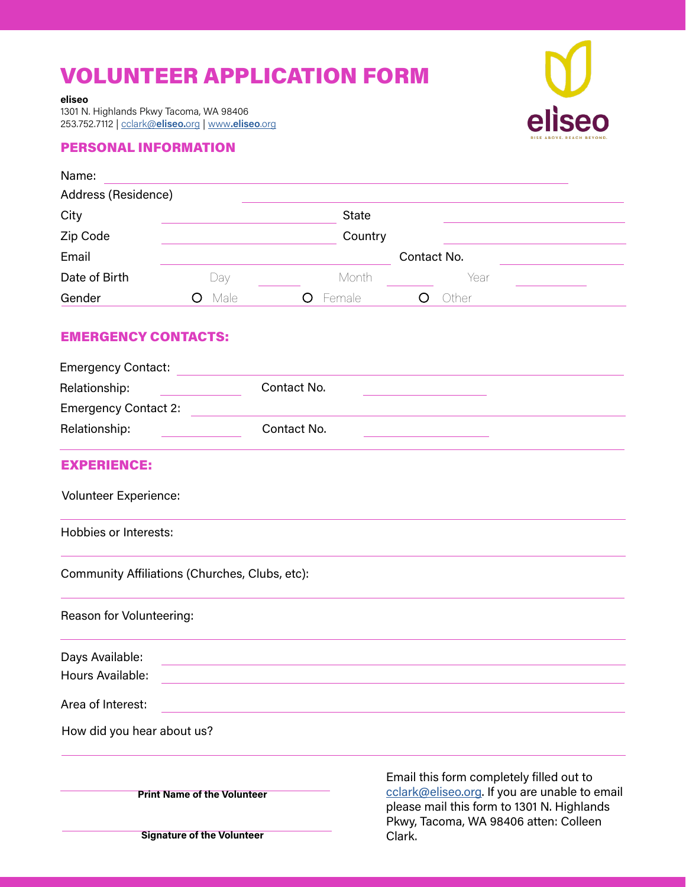# VOLUNTEER APPLICATION FORM

**eliseo**
1301 N. Highlands Pkwy Tacoma, WA 98406
253.752.7112 | cclark@eliseo.org | www.eliseo.org

eliseo
RISE ABOVE. REACH BEYOND.

## PERSONAL INFORMATION

Name: ______________________________

Address (Residence) ______________________________

City ______________ State ______________

Zip Code ______________ Country ______________

Email ______________ Contact No. ______________

Date of Birth Day ______ Month ______ Year ______

Gender O Male O Female O Other

## EMERGENCY CONTACTS:

Emergency Contact: ______________________________

Relationship: ______________ Contact No. ______________

Emergency Contact 2: ______________________________

Relationship: ______________ Contact No. ______________

## EXPERIENCE:

Volunteer Experience:

Hobbies or Interests:

Community Affiliations (Churches, Clubs, etc):

Reason for Volunteering:

Days Available: ______________________________

Hours Available: ______________________________

Area of Interest: ______________________________

How did you hear about us?

______________________________
**Print Name of the Volunteer**

______________________________
**Signature of the Volunteer**

Email this form completely filled out to cclark@eliseo.org. If you are unable to email please mail this form to 1301 N. Highlands Pkwy, Tacoma, WA 98406 atten: Colleen Clark.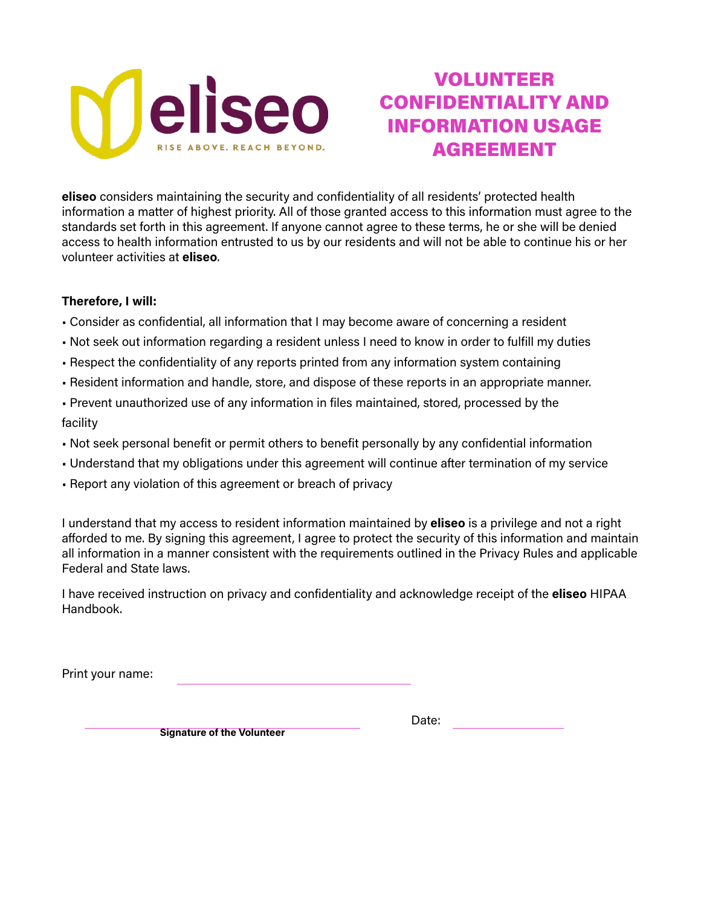eliseo

RISE ABOVE. REACH BEYOND.

# VOLUNTEER CONFIDENTIALITY AND INFORMATION USAGE AGREEMENT

**eliseo** considers maintaining the security and confidentiality of all residents' protected health information a matter of highest priority. All of those granted access to this information must agree to the standards set forth in this agreement. If anyone cannot agree to these terms, he or she will be denied access to health information entrusted to us by our residents and will not be able to continue his or her volunteer activities at **eliseo**.

**Therefore, I will:**

- Consider as confidential, all information that I may become aware of concerning a resident
- Not seek out information regarding a resident unless I need to know in order to fulfill my duties
- Respect the confidentiality of any reports printed from any information system containing
- Resident information and handle, store, and dispose of these reports in an appropriate manner.
- Prevent unauthorized use of any information in files maintained, stored, processed by the facility
- Not seek personal benefit or permit others to benefit personally by any confidential information
- Understand that my obligations under this agreement will continue after termination of my service
- Report any violation of this agreement or breach of privacy

I understand that my access to resident information maintained by **eliseo** is a privilege and not a right afforded to me. By signing this agreement, I agree to protect the security of this information and maintain all information in a manner consistent with the requirements outlined in the Privacy Rules and applicable Federal and State laws.

I have received instruction on privacy and confidentiality and acknowledge receipt of the **eliseo** HIPAA Handbook.

Print your name: ______________________________

______________________________ Date: ________________

**Signature of the Volunteer**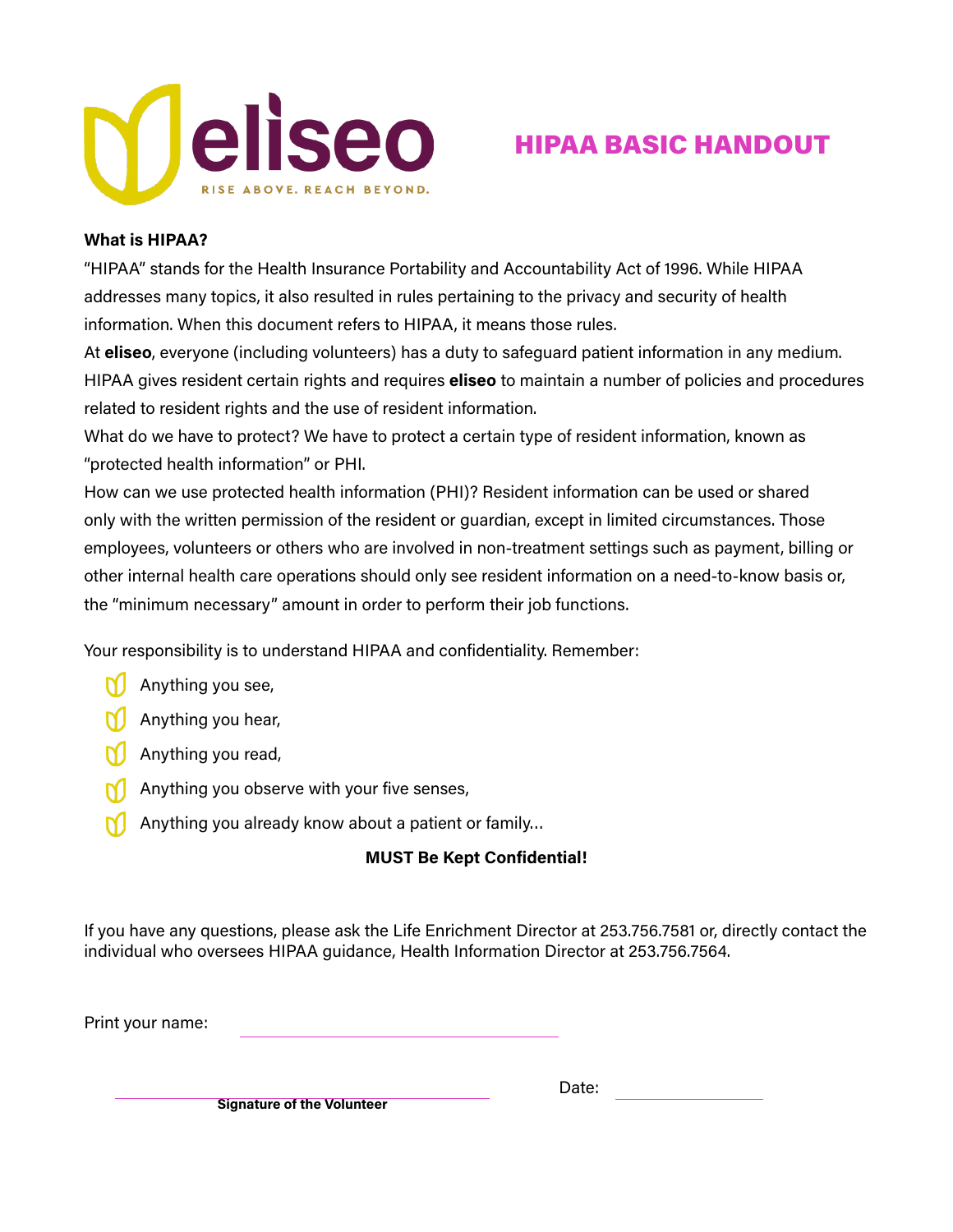eliseo

RISE ABOVE. REACH BEYOND.

# HIPAA BASIC HANDOUT

**What is HIPAA?**

"HIPAA" stands for the Health Insurance Portability and Accountability Act of 1996. While HIPAA addresses many topics, it also resulted in rules pertaining to the privacy and security of health information. When this document refers to HIPAA, it means those rules.

At **eliseo**, everyone (including volunteers) has a duty to safeguard patient information in any medium. HIPAA gives resident certain rights and requires **eliseo** to maintain a number of policies and procedures related to resident rights and the use of resident information.

What do we have to protect? We have to protect a certain type of resident information, known as "protected health information" or PHI.

How can we use protected health information (PHI)? Resident information can be used or shared only with the written permission of the resident or guardian, except in limited circumstances. Those employees, volunteers or others who are involved in non-treatment settings such as payment, billing or other internal health care operations should only see resident information on a need-to-know basis or, the "minimum necessary" amount in order to perform their job functions.

Your responsibility is to understand HIPAA and confidentiality. Remember:

- Anything you see,
- Anything you hear,
- Anything you read,
- Anything you observe with your five senses,
- Anything you already know about a patient or family…

**MUST Be Kept Confidential!**

If you have any questions, please ask the Life Enrichment Director at 253.756.7581 or, directly contact the individual who oversees HIPAA guidance, Health Information Director at 253.756.7564.

Print your name: ______________________________

______________________________ Date: ______________

**Signature of the Volunteer**